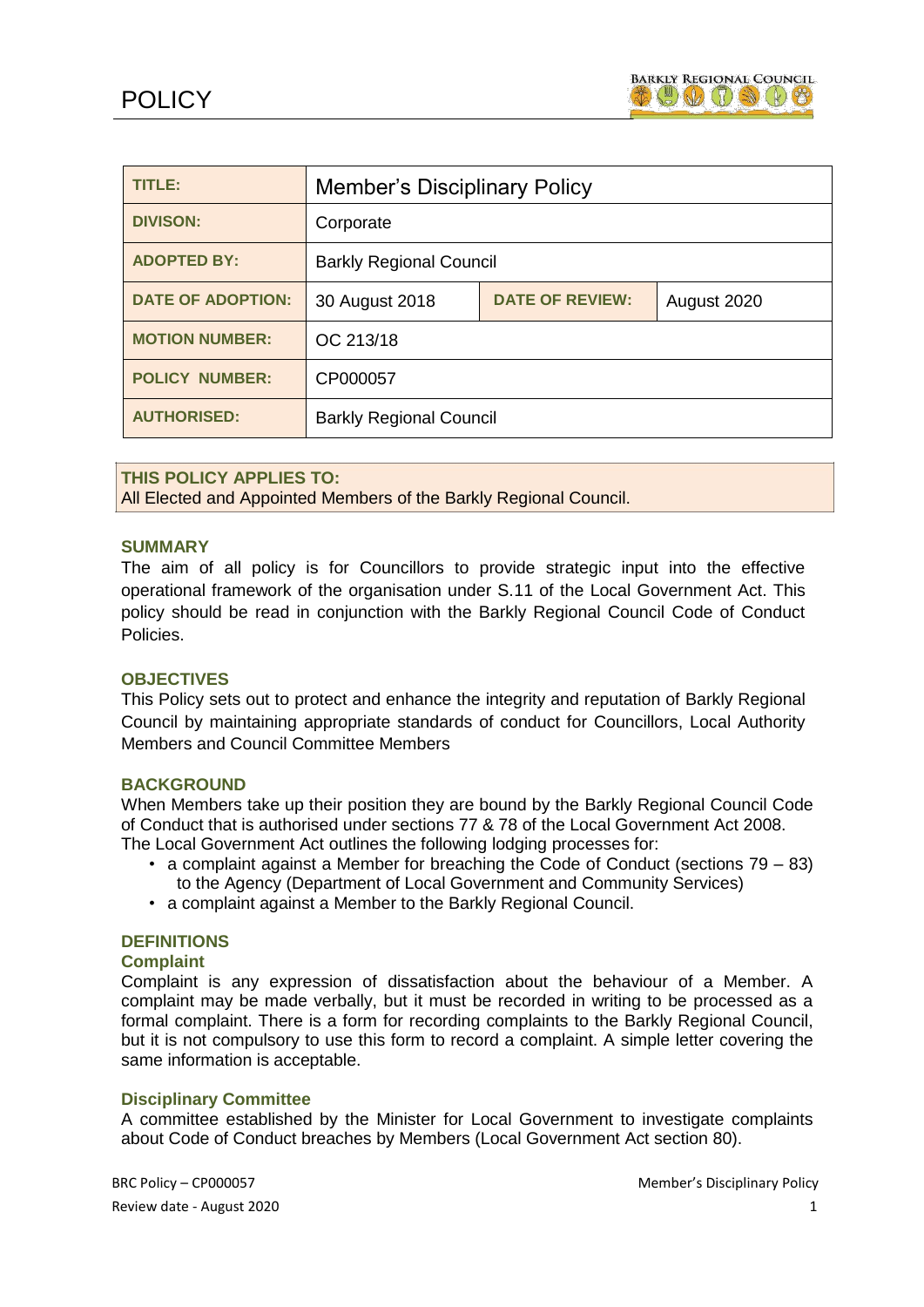# POLICY

| TITLE: | Member's Disciplinary Policy | | |
|---|---|---|---|
| DIVISON: | Corporate | | |
| ADOPTED BY: | Barkly Regional Council | | |
| DATE OF ADOPTION: | 30 August 2018 | DATE OF REVIEW: | August 2020 |
| MOTION NUMBER: | OC 213/18 | | |
| POLICY NUMBER: | CP000057 | | |
| AUTHORISED: | Barkly Regional Council | | |

**THIS POLICY APPLIES TO:**
All Elected and Appointed Members of the Barkly Regional Council.

## SUMMARY

The aim of all policy is for Councillors to provide strategic input into the effective operational framework of the organisation under S.11 of the Local Government Act. This policy should be read in conjunction with the Barkly Regional Council Code of Conduct Policies.

## OBJECTIVES

This Policy sets out to protect and enhance the integrity and reputation of Barkly Regional Council by maintaining appropriate standards of conduct for Councillors, Local Authority Members and Council Committee Members

## BACKGROUND

When Members take up their position they are bound by the Barkly Regional Council Code of Conduct that is authorised under sections 77 & 78 of the Local Government Act 2008. The Local Government Act outlines the following lodging processes for:

- a complaint against a Member for breaching the Code of Conduct (sections 79 – 83) to the Agency (Department of Local Government and Community Services)
- a complaint against a Member to the Barkly Regional Council.

## DEFINITIONS

### Complaint

Complaint is any expression of dissatisfaction about the behaviour of a Member. A complaint may be made verbally, but it must be recorded in writing to be processed as a formal complaint. There is a form for recording complaints to the Barkly Regional Council, but it is not compulsory to use this form to record a complaint. A simple letter covering the same information is acceptable.

### Disciplinary Committee

A committee established by the Minister for Local Government to investigate complaints about Code of Conduct breaches by Members (Local Government Act section 80).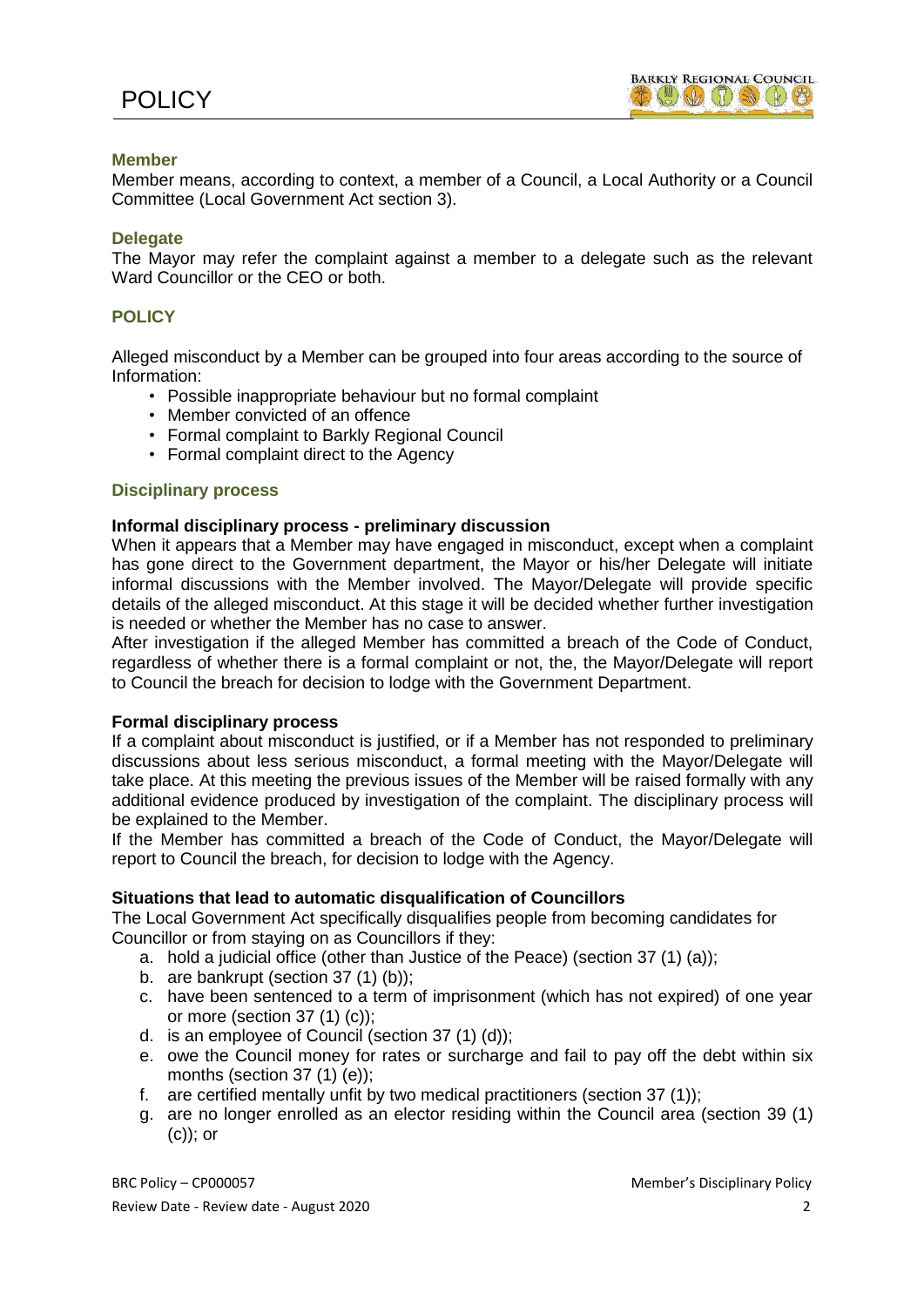**Member**

Member means, according to context, a member of a Council, a Local Authority or a Council Committee (Local Government Act section 3).

**Delegate**

The Mayor may refer the complaint against a member to a delegate such as the relevant Ward Councillor or the CEO or both.

## POLICY

Alleged misconduct by a Member can be grouped into four areas according to the source of Information:

- Possible inappropriate behaviour but no formal complaint
- Member convicted of an offence
- Formal complaint to Barkly Regional Council
- Formal complaint direct to the Agency

### Disciplinary process

**Informal disciplinary process - preliminary discussion**

When it appears that a Member may have engaged in misconduct, except when a complaint has gone direct to the Government department, the Mayor or his/her Delegate will initiate informal discussions with the Member involved. The Mayor/Delegate will provide specific details of the alleged misconduct. At this stage it will be decided whether further investigation is needed or whether the Member has no case to answer.

After investigation if the alleged Member has committed a breach of the Code of Conduct, regardless of whether there is a formal complaint or not, the, the Mayor/Delegate will report to Council the breach for decision to lodge with the Government Department.

**Formal disciplinary process**

If a complaint about misconduct is justified, or if a Member has not responded to preliminary discussions about less serious misconduct, a formal meeting with the Mayor/Delegate will take place. At this meeting the previous issues of the Member will be raised formally with any additional evidence produced by investigation of the complaint. The disciplinary process will be explained to the Member.

If the Member has committed a breach of the Code of Conduct, the Mayor/Delegate will report to Council the breach, for decision to lodge with the Agency.

**Situations that lead to automatic disqualification of Councillors**

The Local Government Act specifically disqualifies people from becoming candidates for Councillor or from staying on as Councillors if they:

a. hold a judicial office (other than Justice of the Peace) (section 37 (1) (a));
b. are bankrupt (section 37 (1) (b));
c. have been sentenced to a term of imprisonment (which has not expired) of one year or more (section 37 (1) (c));
d. is an employee of Council (section 37 (1) (d));
e. owe the Council money for rates or surcharge and fail to pay off the debt within six months (section 37 (1) (e));
f. are certified mentally unfit by two medical practitioners (section 37 (1));
g. are no longer enrolled as an elector residing within the Council area (section 39 (1) (c)); or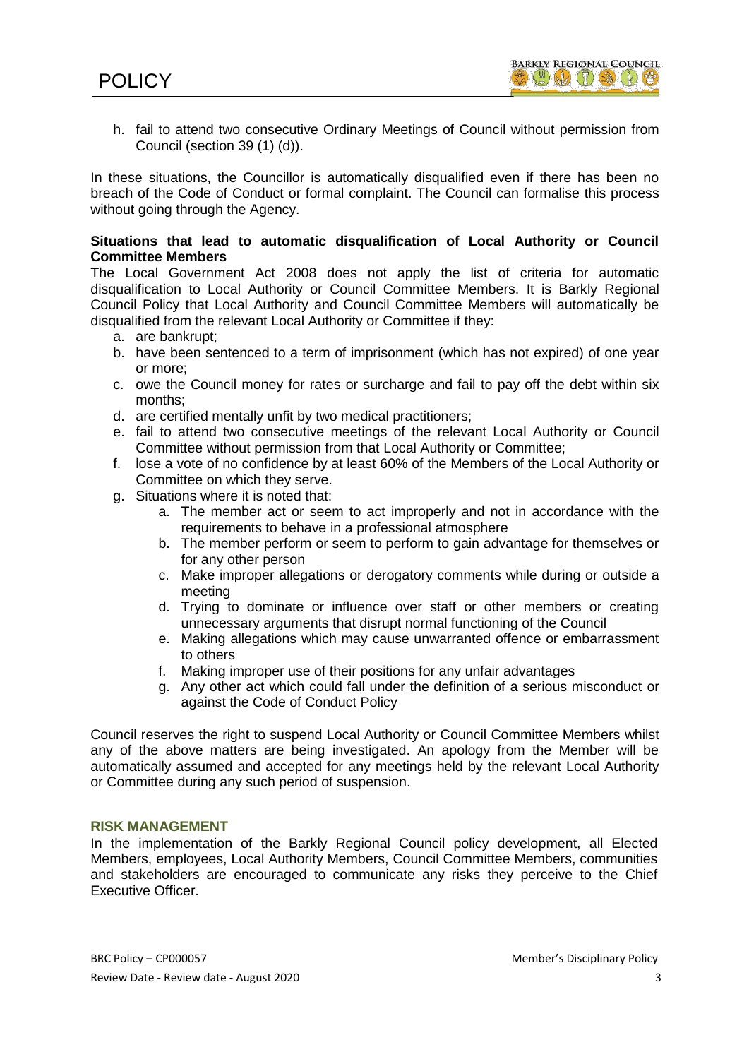h. fail to attend two consecutive Ordinary Meetings of Council without permission from Council (section 39 (1) (d)).

In these situations, the Councillor is automatically disqualified even if there has been no breach of the Code of Conduct or formal complaint. The Council can formalise this process without going through the Agency.

**Situations that lead to automatic disqualification of Local Authority or Council Committee Members**

The Local Government Act 2008 does not apply the list of criteria for automatic disqualification to Local Authority or Council Committee Members. It is Barkly Regional Council Policy that Local Authority and Council Committee Members will automatically be disqualified from the relevant Local Authority or Committee if they:

a. are bankrupt;
b. have been sentenced to a term of imprisonment (which has not expired) of one year or more;
c. owe the Council money for rates or surcharge and fail to pay off the debt within six months;
d. are certified mentally unfit by two medical practitioners;
e. fail to attend two consecutive meetings of the relevant Local Authority or Council Committee without permission from that Local Authority or Committee;
f. lose a vote of no confidence by at least 60% of the Members of the Local Authority or Committee on which they serve.
g. Situations where it is noted that:
    a. The member act or seem to act improperly and not in accordance with the requirements to behave in a professional atmosphere
    b. The member perform or seem to perform to gain advantage for themselves or for any other person
    c. Make improper allegations or derogatory comments while during or outside a meeting
    d. Trying to dominate or influence over staff or other members or creating unnecessary arguments that disrupt normal functioning of the Council
    e. Making allegations which may cause unwarranted offence or embarrassment to others
    f. Making improper use of their positions for any unfair advantages
    g. Any other act which could fall under the definition of a serious misconduct or against the Code of Conduct Policy

Council reserves the right to suspend Local Authority or Council Committee Members whilst any of the above matters are being investigated. An apology from the Member will be automatically assumed and accepted for any meetings held by the relevant Local Authority or Committee during any such period of suspension.

## RISK MANAGEMENT

In the implementation of the Barkly Regional Council policy development, all Elected Members, employees, Local Authority Members, Council Committee Members, communities and stakeholders are encouraged to communicate any risks they perceive to the Chief Executive Officer.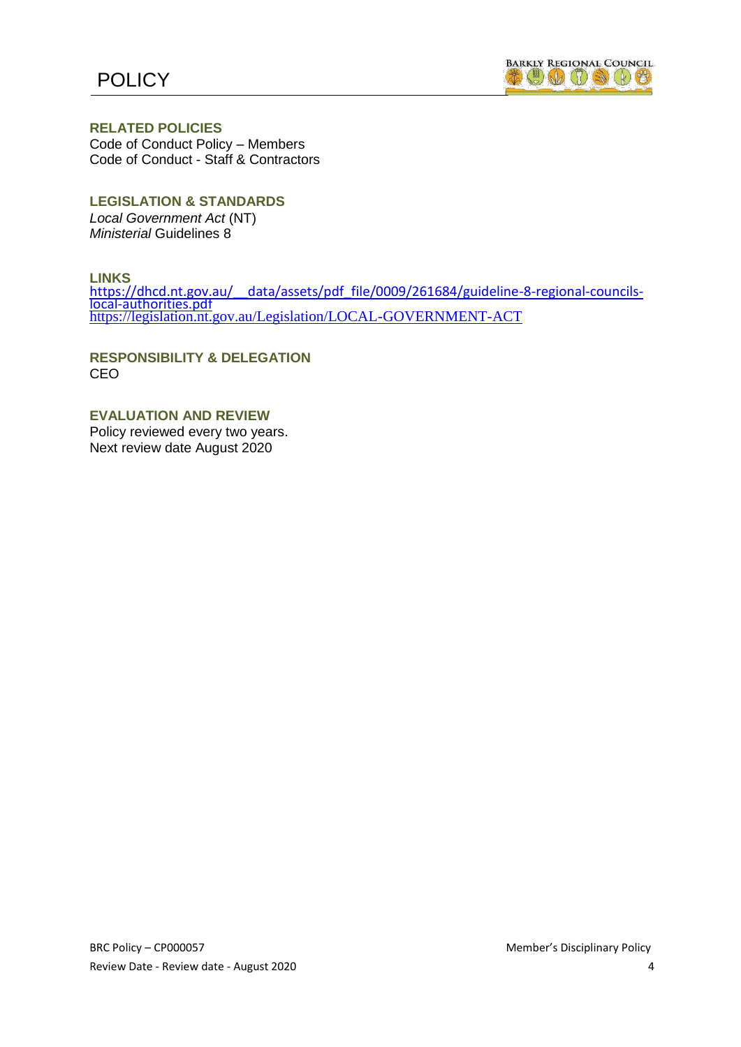## RELATED POLICIES

Code of Conduct Policy – Members
Code of Conduct - Staff & Contractors

## LEGISLATION & STANDARDS

*Local Government Act* (NT)
*Ministerial* Guidelines 8

## LINKS

https://dhcd.nt.gov.au/__data/assets/pdf_file/0009/261684/guideline-8-regional-councils-local-authorities.pdf
https://legislation.nt.gov.au/Legislation/LOCAL-GOVERNMENT-ACT

## RESPONSIBILITY & DELEGATION

CEO

## EVALUATION AND REVIEW

Policy reviewed every two years.
Next review date August 2020